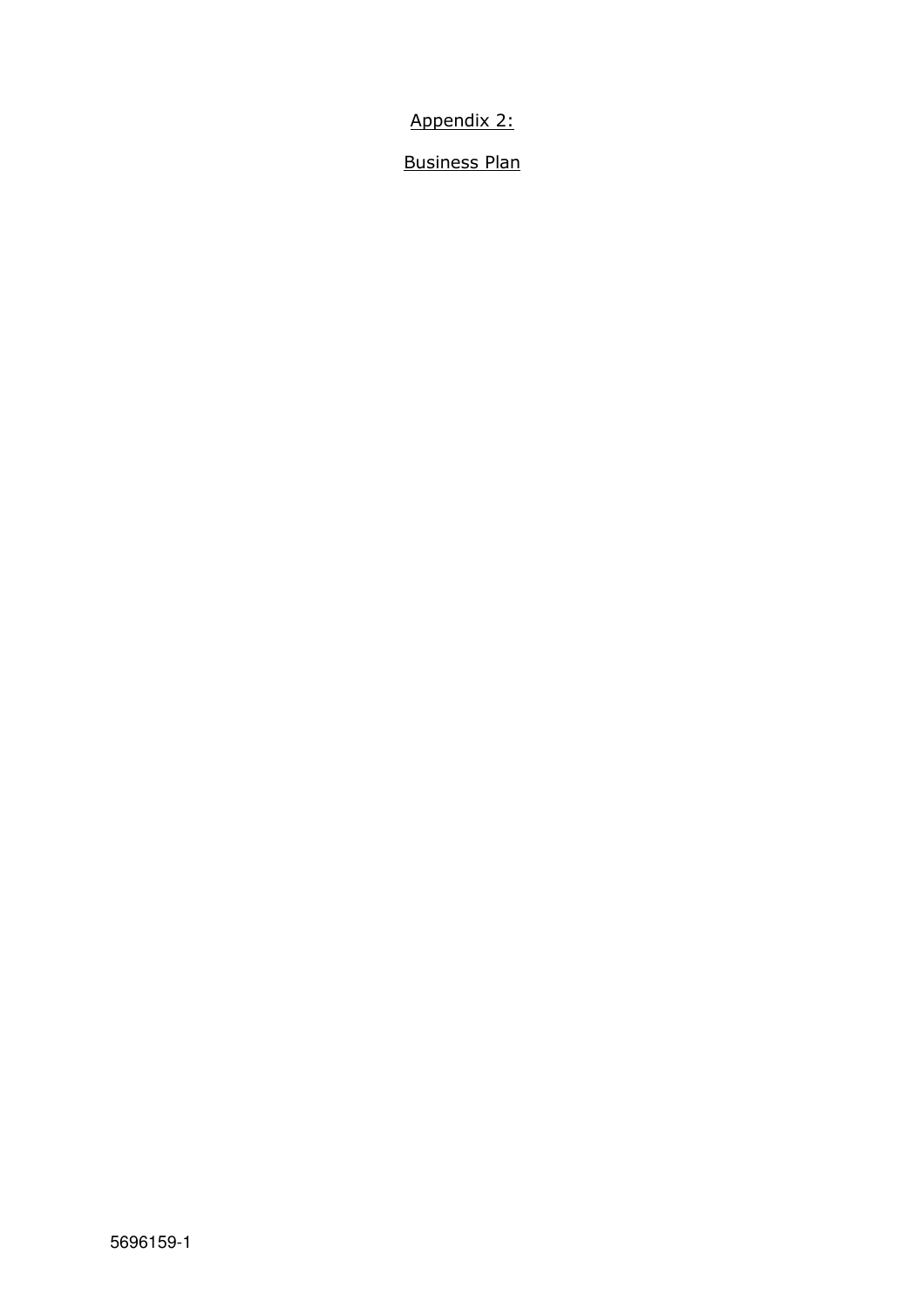Appendix 2:

Business Plan

5696159-1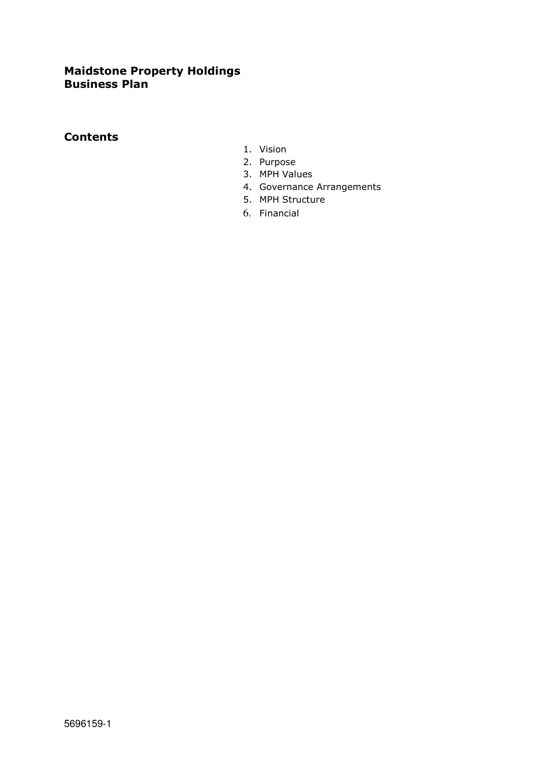# Maidstone Property Holdings Business Plan

## Contents

1. Vision
2. Purpose
3. MPH Values
4. Governance Arrangements
5. MPH Structure
6. Financial

5696159-1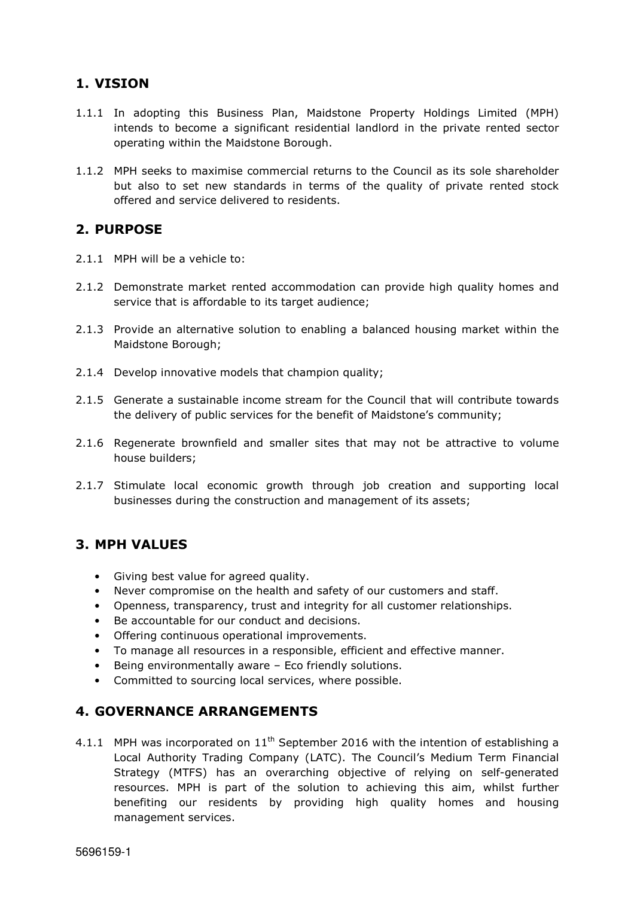## 1. VISION

1.1.1 In adopting this Business Plan, Maidstone Property Holdings Limited (MPH) intends to become a significant residential landlord in the private rented sector operating within the Maidstone Borough.

1.1.2 MPH seeks to maximise commercial returns to the Council as its sole shareholder but also to set new standards in terms of the quality of private rented stock offered and service delivered to residents.

## 2. PURPOSE

2.1.1 MPH will be a vehicle to:

2.1.2 Demonstrate market rented accommodation can provide high quality homes and service that is affordable to its target audience;

2.1.3 Provide an alternative solution to enabling a balanced housing market within the Maidstone Borough;

2.1.4 Develop innovative models that champion quality;

2.1.5 Generate a sustainable income stream for the Council that will contribute towards the delivery of public services for the benefit of Maidstone's community;

2.1.6 Regenerate brownfield and smaller sites that may not be attractive to volume house builders;

2.1.7 Stimulate local economic growth through job creation and supporting local businesses during the construction and management of its assets;

## 3. MPH VALUES

- Giving best value for agreed quality.
- Never compromise on the health and safety of our customers and staff.
- Openness, transparency, trust and integrity for all customer relationships.
- Be accountable for our conduct and decisions.
- Offering continuous operational improvements.
- To manage all resources in a responsible, efficient and effective manner.
- Being environmentally aware – Eco friendly solutions.
- Committed to sourcing local services, where possible.

## 4. GOVERNANCE ARRANGEMENTS

4.1.1 MPH was incorporated on 11th September 2016 with the intention of establishing a Local Authority Trading Company (LATC). The Council's Medium Term Financial Strategy (MTFS) has an overarching objective of relying on self-generated resources. MPH is part of the solution to achieving this aim, whilst further benefiting our residents by providing high quality homes and housing management services.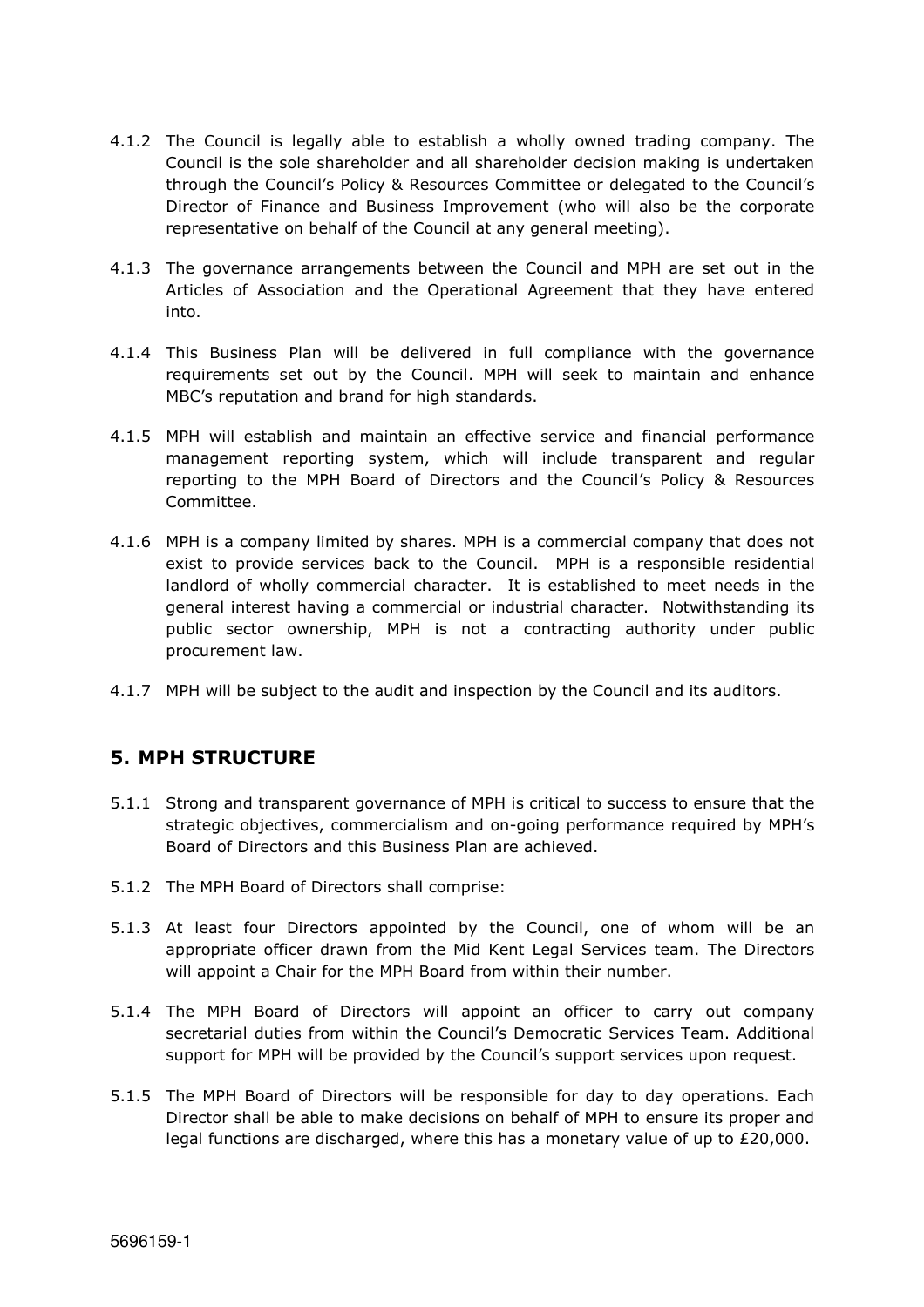4.1.2 The Council is legally able to establish a wholly owned trading company. The Council is the sole shareholder and all shareholder decision making is undertaken through the Council's Policy & Resources Committee or delegated to the Council's Director of Finance and Business Improvement (who will also be the corporate representative on behalf of the Council at any general meeting).

4.1.3 The governance arrangements between the Council and MPH are set out in the Articles of Association and the Operational Agreement that they have entered into.

4.1.4 This Business Plan will be delivered in full compliance with the governance requirements set out by the Council. MPH will seek to maintain and enhance MBC's reputation and brand for high standards.

4.1.5 MPH will establish and maintain an effective service and financial performance management reporting system, which will include transparent and regular reporting to the MPH Board of Directors and the Council's Policy & Resources Committee.

4.1.6 MPH is a company limited by shares. MPH is a commercial company that does not exist to provide services back to the Council. MPH is a responsible residential landlord of wholly commercial character. It is established to meet needs in the general interest having a commercial or industrial character. Notwithstanding its public sector ownership, MPH is not a contracting authority under public procurement law.

4.1.7 MPH will be subject to the audit and inspection by the Council and its auditors.

## 5. MPH STRUCTURE

5.1.1 Strong and transparent governance of MPH is critical to success to ensure that the strategic objectives, commercialism and on-going performance required by MPH's Board of Directors and this Business Plan are achieved.

5.1.2 The MPH Board of Directors shall comprise:

5.1.3 At least four Directors appointed by the Council, one of whom will be an appropriate officer drawn from the Mid Kent Legal Services team. The Directors will appoint a Chair for the MPH Board from within their number.

5.1.4 The MPH Board of Directors will appoint an officer to carry out company secretarial duties from within the Council's Democratic Services Team. Additional support for MPH will be provided by the Council's support services upon request.

5.1.5 The MPH Board of Directors will be responsible for day to day operations. Each Director shall be able to make decisions on behalf of MPH to ensure its proper and legal functions are discharged, where this has a monetary value of up to £20,000.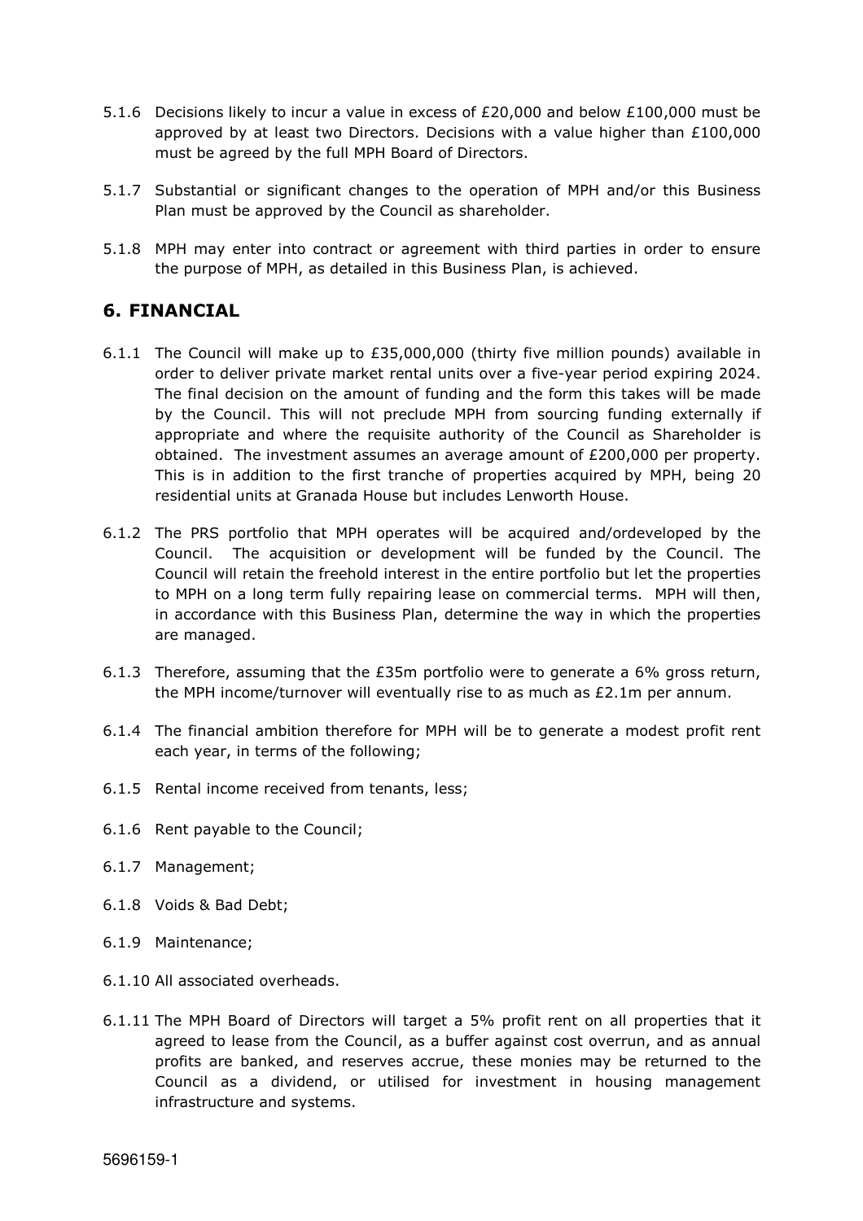5.1.6 Decisions likely to incur a value in excess of £20,000 and below £100,000 must be approved by at least two Directors. Decisions with a value higher than £100,000 must be agreed by the full MPH Board of Directors.

5.1.7 Substantial or significant changes to the operation of MPH and/or this Business Plan must be approved by the Council as shareholder.

5.1.8 MPH may enter into contract or agreement with third parties in order to ensure the purpose of MPH, as detailed in this Business Plan, is achieved.

## 6. FINANCIAL

6.1.1 The Council will make up to £35,000,000 (thirty five million pounds) available in order to deliver private market rental units over a five-year period expiring 2024. The final decision on the amount of funding and the form this takes will be made by the Council. This will not preclude MPH from sourcing funding externally if appropriate and where the requisite authority of the Council as Shareholder is obtained. The investment assumes an average amount of £200,000 per property. This is in addition to the first tranche of properties acquired by MPH, being 20 residential units at Granada House but includes Lenworth House.

6.1.2 The PRS portfolio that MPH operates will be acquired and/ordeveloped by the Council. The acquisition or development will be funded by the Council. The Council will retain the freehold interest in the entire portfolio but let the properties to MPH on a long term fully repairing lease on commercial terms. MPH will then, in accordance with this Business Plan, determine the way in which the properties are managed.

6.1.3 Therefore, assuming that the £35m portfolio were to generate a 6% gross return, the MPH income/turnover will eventually rise to as much as £2.1m per annum.

6.1.4 The financial ambition therefore for MPH will be to generate a modest profit rent each year, in terms of the following;

6.1.5 Rental income received from tenants, less;

6.1.6 Rent payable to the Council;

6.1.7 Management;

6.1.8 Voids & Bad Debt;

6.1.9 Maintenance;

6.1.10 All associated overheads.

6.1.11 The MPH Board of Directors will target a 5% profit rent on all properties that it agreed to lease from the Council, as a buffer against cost overrun, and as annual profits are banked, and reserves accrue, these monies may be returned to the Council as a dividend, or utilised for investment in housing management infrastructure and systems.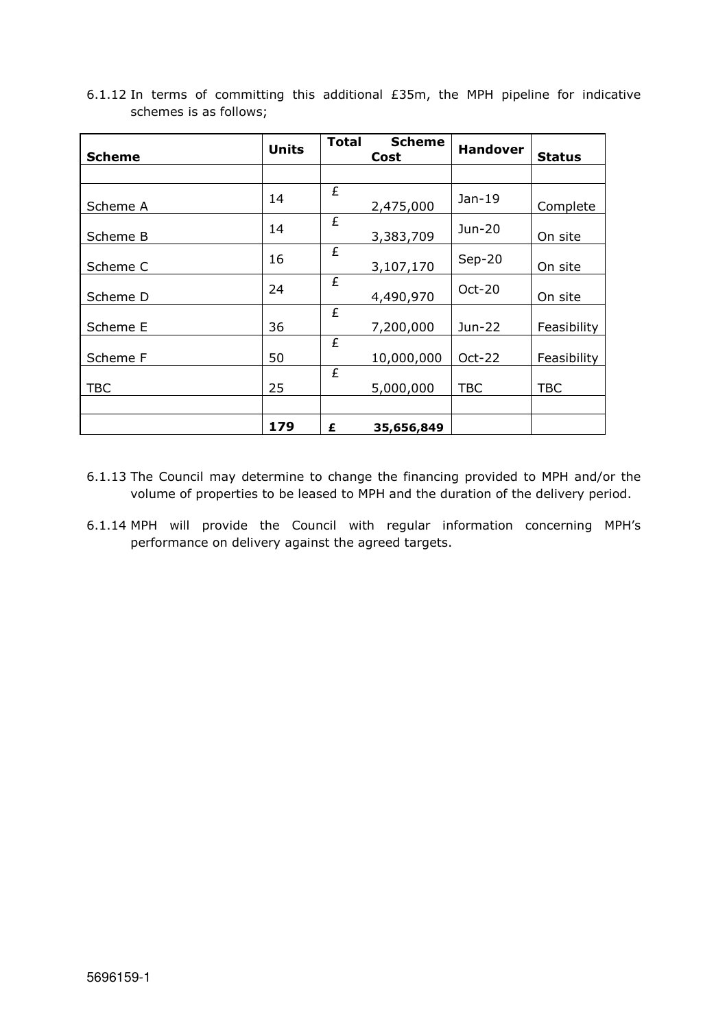6.1.12 In terms of committing this additional £35m, the MPH pipeline for indicative schemes is as follows;

| Scheme | Units | Total Scheme Cost | Handover | Status |
| --- | --- | --- | --- | --- |
| | | | | |
| Scheme A | 14 | £ 2,475,000 | Jan-19 | Complete |
| Scheme B | 14 | £ 3,383,709 | Jun-20 | On site |
| Scheme C | 16 | £ 3,107,170 | Sep-20 | On site |
| Scheme D | 24 | £ 4,490,970 | Oct-20 | On site |
| Scheme E | 36 | £ 7,200,000 | Jun-22 | Feasibility |
| Scheme F | 50 | £ 10,000,000 | Oct-22 | Feasibility |
| TBC | 25 | £ 5,000,000 | TBC | TBC |
| | | | | |
| | **179** | **£ 35,656,849** | | |

6.1.13 The Council may determine to change the financing provided to MPH and/or the volume of properties to be leased to MPH and the duration of the delivery period.

6.1.14 MPH will provide the Council with regular information concerning MPH's performance on delivery against the agreed targets.

5696159-1